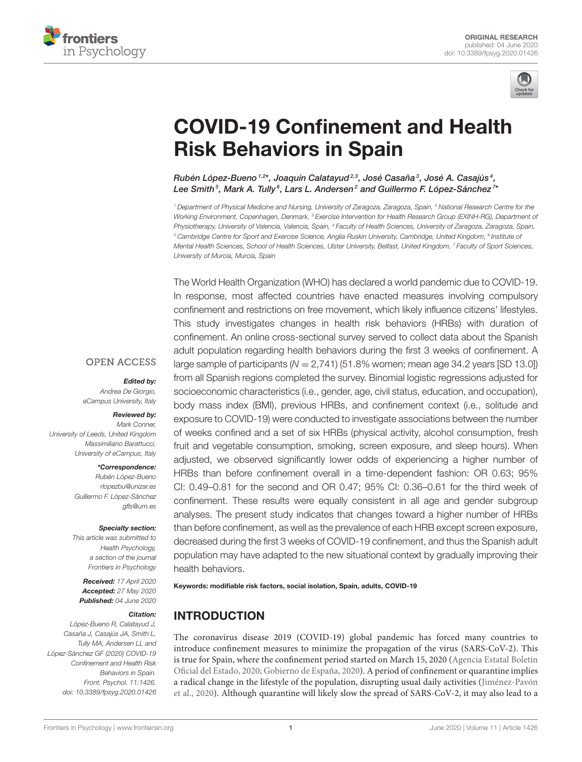ORIGINAL RESEARCH
published: 04 June 2020
doi: 10.3389/fpsyg.2020.01426

# COVID-19 Confinement and Health Risk Behaviors in Spain

Rubén López-Bueno[1,2]*, Joaquín Calatayud[2,3], José Casaña[3], José A. Casajús[4], Lee Smith[5], Mark A. Tully[6], Lars L. Andersen[2] and Guillermo F. López-Sánchez[7]*

[1] Department of Physical Medicine and Nursing, University of Zaragoza, Zaragoza, Spain, [2] National Research Centre for the Working Environment, Copenhagen, Denmark, [3] Exercise Intervention for Health Research Group (EXINH-RG), Department of Physiotherapy, University of Valencia, Valencia, Spain, [4] Faculty of Health Sciences, University of Zaragoza, Zaragoza, Spain, [5] Cambridge Centre for Sport and Exercise Science, Anglia Ruskin University, Cambridge, United Kingdom, [6] Institute of Mental Health Sciences, School of Health Sciences, Ulster University, Belfast, United Kingdom, [7] Faculty of Sport Sciences, University of Murcia, Murcia, Spain

OPEN ACCESS

**Edited by:**
Andrea De Giorgio,
eCampus University, Italy

**Reviewed by:**
Mark Conner,
University of Leeds, United Kingdom
Massimiliano Barattucci,
University of eCampus, Italy

***Correspondence:**
Rubén López-Bueno
rlopezbu@unizar.es
Guillermo F. López-Sánchez
gfls@um.es

**Specialty section:**
This article was submitted to Health Psychology, a section of the journal Frontiers in Psychology

**Received:** 17 April 2020
**Accepted:** 27 May 2020
**Published:** 04 June 2020

**Citation:**
López-Bueno R, Calatayud J, Casaña J, Casajús JA, Smith L, Tully MA, Andersen LL and López-Sánchez GF (2020) COVID-19 Confinement and Health Risk Behaviors in Spain. Front. Psychol. 11:1426. doi: 10.3389/fpsyg.2020.01426

The World Health Organization (WHO) has declared a world pandemic due to COVID-19. In response, most affected countries have enacted measures involving compulsory confinement and restrictions on free movement, which likely influence citizens' lifestyles. This study investigates changes in health risk behaviors (HRBs) with duration of confinement. An online cross-sectional survey served to collect data about the Spanish adult population regarding health behaviors during the first 3 weeks of confinement. A large sample of participants ($N = 2{,}741$) (51.8% women; mean age 34.2 years [SD 13.0]) from all Spanish regions completed the survey. Binomial logistic regressions adjusted for socioeconomic characteristics (i.e., gender, age, civil status, education, and occupation), body mass index (BMI), previous HRBs, and confinement context (i.e., solitude and exposure to COVID-19) were conducted to investigate associations between the number of weeks confined and a set of six HRBs (physical activity, alcohol consumption, fresh fruit and vegetable consumption, smoking, screen exposure, and sleep hours). When adjusted, we observed significantly lower odds of experiencing a higher number of HRBs than before confinement overall in a time-dependent fashion: OR 0.63; 95% CI: 0.49–0.81 for the second and OR 0.47; 95% CI: 0.36–0.61 for the third week of confinement. These results were equally consistent in all age and gender subgroup analyses. The present study indicates that changes toward a higher number of HRBs than before confinement, as well as the prevalence of each HRB except screen exposure, decreased during the first 3 weeks of COVID-19 confinement, and thus the Spanish adult population may have adapted to the new situational context by gradually improving their health behaviors.

**Keywords:** modifiable risk factors, social isolation, Spain, adults, COVID-19

## INTRODUCTION

The coronavirus disease 2019 (COVID-19) global pandemic has forced many countries to introduce confinement measures to minimize the propagation of the virus (SARS-CoV-2). This is true for Spain, where the confinement period started on March 15, 2020 (Agencia Estatal Boletín Oficial del Estado, 2020; Gobierno de España, 2020). A period of confinement or quarantine implies a radical change in the lifestyle of the population, disrupting usual daily activities (Jiménez-Pavón et al., 2020). Although quarantine will likely slow the spread of SARS-CoV-2, it may also lead to a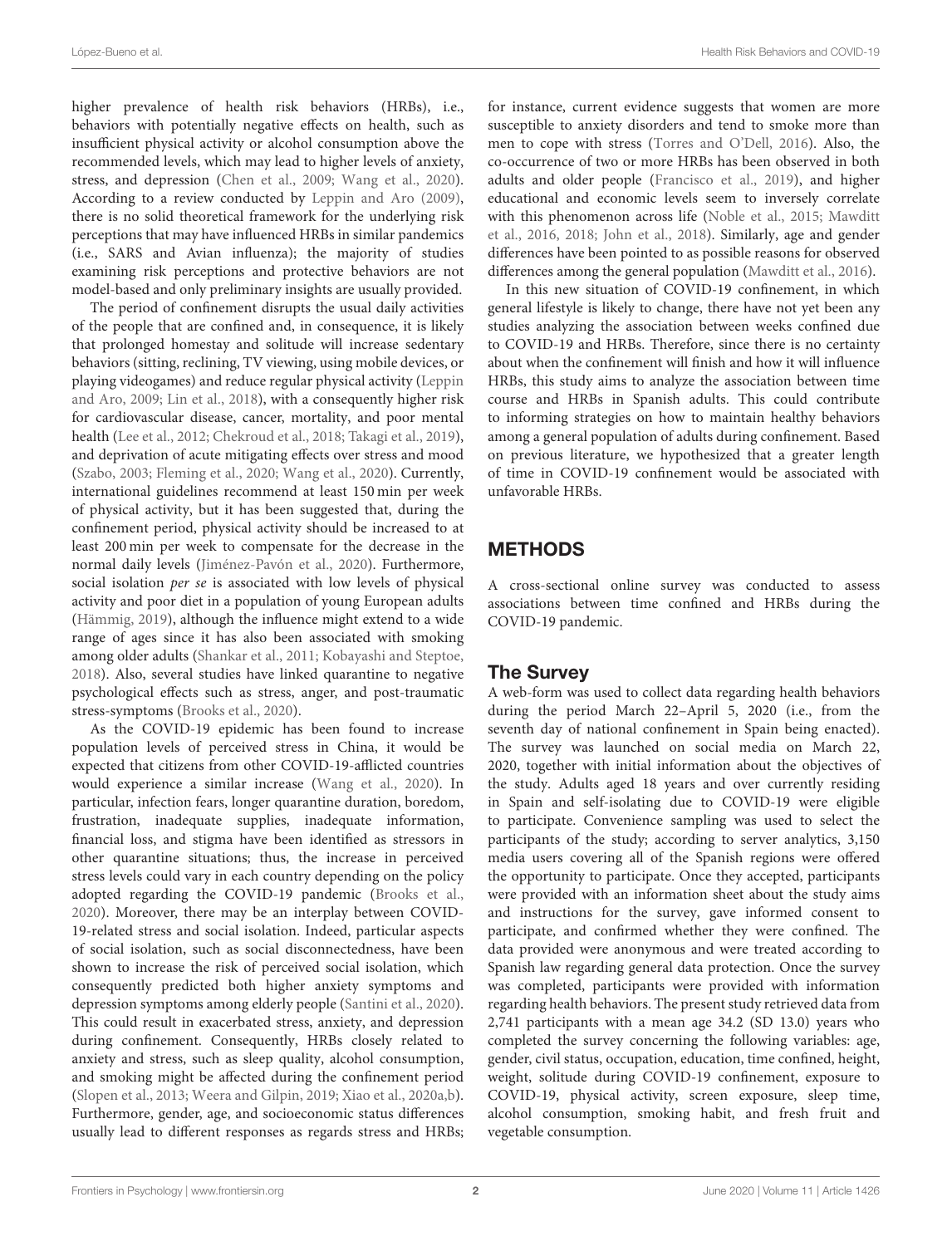higher prevalence of health risk behaviors (HRBs), i.e., behaviors with potentially negative effects on health, such as insufficient physical activity or alcohol consumption above the recommended levels, which may lead to higher levels of anxiety, stress, and depression (Chen et al., 2009; Wang et al., 2020). According to a review conducted by Leppin and Aro (2009), there is no solid theoretical framework for the underlying risk perceptions that may have influenced HRBs in similar pandemics (i.e., SARS and Avian influenza); the majority of studies examining risk perceptions and protective behaviors are not model-based and only preliminary insights are usually provided.

The period of confinement disrupts the usual daily activities of the people that are confined and, in consequence, it is likely that prolonged homestay and solitude will increase sedentary behaviors (sitting, reclining, TV viewing, using mobile devices, or playing videogames) and reduce regular physical activity (Leppin and Aro, 2009; Lin et al., 2018), with a consequently higher risk for cardiovascular disease, cancer, mortality, and poor mental health (Lee et al., 2012; Chekroud et al., 2018; Takagi et al., 2019), and deprivation of acute mitigating effects over stress and mood (Szabo, 2003; Fleming et al., 2020; Wang et al., 2020). Currently, international guidelines recommend at least 150 min per week of physical activity, but it has been suggested that, during the confinement period, physical activity should be increased to at least 200 min per week to compensate for the decrease in the normal daily levels (Jiménez-Pavón et al., 2020). Furthermore, social isolation *per se* is associated with low levels of physical activity and poor diet in a population of young European adults (Hämmig, 2019), although the influence might extend to a wide range of ages since it has also been associated with smoking among older adults (Shankar et al., 2011; Kobayashi and Steptoe, 2018). Also, several studies have linked quarantine to negative psychological effects such as stress, anger, and post-traumatic stress-symptoms (Brooks et al., 2020).

As the COVID-19 epidemic has been found to increase population levels of perceived stress in China, it would be expected that citizens from other COVID-19-afflicted countries would experience a similar increase (Wang et al., 2020). In particular, infection fears, longer quarantine duration, boredom, frustration, inadequate supplies, inadequate information, financial loss, and stigma have been identified as stressors in other quarantine situations; thus, the increase in perceived stress levels could vary in each country depending on the policy adopted regarding the COVID-19 pandemic (Brooks et al., 2020). Moreover, there may be an interplay between COVID-19-related stress and social isolation. Indeed, particular aspects of social isolation, such as social disconnectedness, have been shown to increase the risk of perceived social isolation, which consequently predicted both higher anxiety symptoms and depression symptoms among elderly people (Santini et al., 2020). This could result in exacerbated stress, anxiety, and depression during confinement. Consequently, HRBs closely related to anxiety and stress, such as sleep quality, alcohol consumption, and smoking might be affected during the confinement period (Slopen et al., 2013; Weera and Gilpin, 2019; Xiao et al., 2020a,b). Furthermore, gender, age, and socioeconomic status differences usually lead to different responses as regards stress and HRBs; for instance, current evidence suggests that women are more susceptible to anxiety disorders and tend to smoke more than men to cope with stress (Torres and O'Dell, 2016). Also, the co-occurrence of two or more HRBs has been observed in both adults and older people (Francisco et al., 2019), and higher educational and economic levels seem to inversely correlate with this phenomenon across life (Noble et al., 2015; Mawditt et al., 2016, 2018; John et al., 2018). Similarly, age and gender differences have been pointed to as possible reasons for observed differences among the general population (Mawditt et al., 2016).

In this new situation of COVID-19 confinement, in which general lifestyle is likely to change, there have not yet been any studies analyzing the association between weeks confined due to COVID-19 and HRBs. Therefore, since there is no certainty about when the confinement will finish and how it will influence HRBs, this study aims to analyze the association between time course and HRBs in Spanish adults. This could contribute to informing strategies on how to maintain healthy behaviors among a general population of adults during confinement. Based on previous literature, we hypothesized that a greater length of time in COVID-19 confinement would be associated with unfavorable HRBs.

## METHODS

A cross-sectional online survey was conducted to assess associations between time confined and HRBs during the COVID-19 pandemic.

### The Survey

A web-form was used to collect data regarding health behaviors during the period March 22–April 5, 2020 (i.e., from the seventh day of national confinement in Spain being enacted). The survey was launched on social media on March 22, 2020, together with initial information about the objectives of the study. Adults aged 18 years and over currently residing in Spain and self-isolating due to COVID-19 were eligible to participate. Convenience sampling was used to select the participants of the study; according to server analytics, 3,150 media users covering all of the Spanish regions were offered the opportunity to participate. Once they accepted, participants were provided with an information sheet about the study aims and instructions for the survey, gave informed consent to participate, and confirmed whether they were confined. The data provided were anonymous and were treated according to Spanish law regarding general data protection. Once the survey was completed, participants were provided with information regarding health behaviors. The present study retrieved data from 2,741 participants with a mean age 34.2 (SD 13.0) years who completed the survey concerning the following variables: age, gender, civil status, occupation, education, time confined, height, weight, solitude during COVID-19 confinement, exposure to COVID-19, physical activity, screen exposure, sleep time, alcohol consumption, smoking habit, and fresh fruit and vegetable consumption.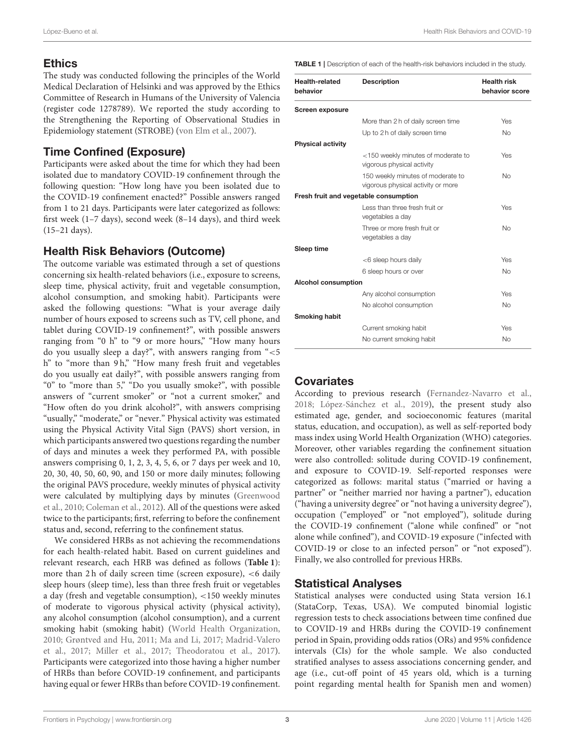## Ethics

The study was conducted following the principles of the World Medical Declaration of Helsinki and was approved by the Ethics Committee of Research in Humans of the University of Valencia (register code 1278789). We reported the study according to the Strengthening the Reporting of Observational Studies in Epidemiology statement (STROBE) (von Elm et al., 2007).

## Time Confined (Exposure)

Participants were asked about the time for which they had been isolated due to mandatory COVID-19 confinement through the following question: "How long have you been isolated due to the COVID-19 confinement enacted?" Possible answers ranged from 1 to 21 days. Participants were later categorized as follows: first week (1–7 days), second week (8–14 days), and third week (15–21 days).

## Health Risk Behaviors (Outcome)

The outcome variable was estimated through a set of questions concerning six health-related behaviors (i.e., exposure to screens, sleep time, physical activity, fruit and vegetable consumption, alcohol consumption, and smoking habit). Participants were asked the following questions: "What is your average daily number of hours exposed to screens such as TV, cell phone, and tablet during COVID-19 confinement?", with possible answers ranging from "0 h" to "9 or more hours," "How many hours do you usually sleep a day?", with answers ranging from "<5 h" to "more than 9 h," "How many fresh fruit and vegetables do you usually eat daily?", with possible answers ranging from "0" to "more than 5," "Do you usually smoke?", with possible answers of "current smoker" or "not a current smoker," and "How often do you drink alcohol?", with answers comprising "usually," "moderate," or "never." Physical activity was estimated using the Physical Activity Vital Sign (PAVS) short version, in which participants answered two questions regarding the number of days and minutes a week they performed PA, with possible answers comprising 0, 1, 2, 3, 4, 5, 6, or 7 days per week and 10, 20, 30, 40, 50, 60, 90, and 150 or more daily minutes; following the original PAVS procedure, weekly minutes of physical activity were calculated by multiplying days by minutes (Greenwood et al., 2010; Coleman et al., 2012). All of the questions were asked twice to the participants; first, referring to before the confinement status and, second, referring to the confinement status.

We considered HRBs as not achieving the recommendations for each health-related habit. Based on current guidelines and relevant research, each HRB was defined as follows (**Table 1**): more than 2 h of daily screen time (screen exposure), <6 daily sleep hours (sleep time), less than three fresh fruit or vegetables a day (fresh and vegetable consumption), <150 weekly minutes of moderate to vigorous physical activity (physical activity), any alcohol consumption (alcohol consumption), and a current smoking habit (smoking habit) (World Health Organization, 2010; Grøntved and Hu, 2011; Ma and Li, 2017; Madrid-Valero et al., 2017; Miller et al., 2017; Theodoratou et al., 2017). Participants were categorized into those having a higher number of HRBs than before COVID-19 confinement, and participants having equal or fewer HRBs than before COVID-19 confinement.

**TABLE 1** | Description of each of the health-risk behaviors included in the study.

| Health-related behavior | Description | Health risk behavior score |
|---|---|---|
| **Screen exposure** | | |
| | More than 2 h of daily screen time | Yes |
| | Up to 2 h of daily screen time | No |
| **Physical activity** | | |
| | <150 weekly minutes of moderate to vigorous physical activity | Yes |
| | 150 weekly minutes of moderate to vigorous physical activity or more | No |
| **Fresh fruit and vegetable consumption** | | |
| | Less than three fresh fruit or vegetables a day | Yes |
| | Three or more fresh fruit or vegetables a day | No |
| **Sleep time** | | |
| | <6 sleep hours daily | Yes |
| | 6 sleep hours or over | No |
| **Alcohol consumption** | | |
| | Any alcohol consumption | Yes |
| | No alcohol consumption | No |
| **Smoking habit** | | |
| | Current smoking habit | Yes |
| | No current smoking habit | No |

## Covariates

According to previous research (Fernandez-Navarro et al., 2018; López-Sánchez et al., 2019), the present study also estimated age, gender, and socioeconomic features (marital status, education, and occupation), as well as self-reported body mass index using World Health Organization (WHO) categories. Moreover, other variables regarding the confinement situation were also controlled: solitude during COVID-19 confinement, and exposure to COVID-19. Self-reported responses were categorized as follows: marital status ("married or having a partner" or "neither married nor having a partner"), education ("having a university degree" or "not having a university degree"), occupation ("employed" or "not employed"), solitude during the COVID-19 confinement ("alone while confined" or "not alone while confined"), and COVID-19 exposure ("infected with COVID-19 or close to an infected person" or "not exposed"). Finally, we also controlled for previous HRBs.

## Statistical Analyses

Statistical analyses were conducted using Stata version 16.1 (StataCorp, Texas, USA). We computed binomial logistic regression tests to check associations between time confined due to COVID-19 and HRBs during the COVID-19 confinement period in Spain, providing odds ratios (ORs) and 95% confidence intervals (CIs) for the whole sample. We also conducted stratified analyses to assess associations concerning gender, and age (i.e., cut-off point of 45 years old, which is a turning point regarding mental health for Spanish men and women)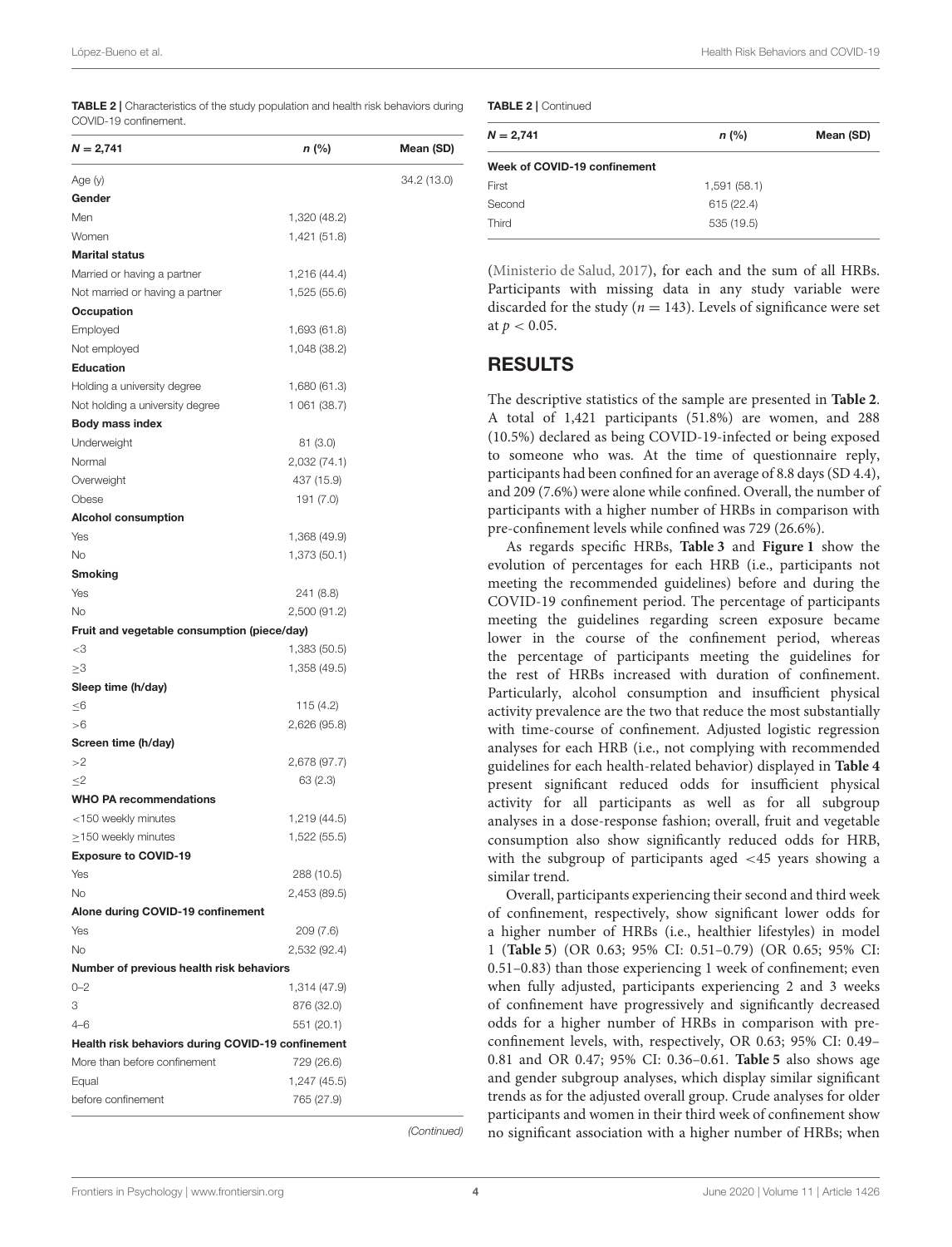**TABLE 2 |** Characteristics of the study population and health risk behaviors during COVID-19 confinement.

| $N = 2,741$ | n (%) | Mean (SD) |
|---|---|---|
| Age (y) | | 34.2 (13.0) |
| **Gender** | | |
| Men | 1,320 (48.2) | |
| Women | 1,421 (51.8) | |
| **Marital status** | | |
| Married or having a partner | 1,216 (44.4) | |
| Not married or having a partner | 1,525 (55.6) | |
| **Occupation** | | |
| Employed | 1,693 (61.8) | |
| Not employed | 1,048 (38.2) | |
| **Education** | | |
| Holding a university degree | 1,680 (61.3) | |
| Not holding a university degree | 1 061 (38.7) | |
| **Body mass index** | | |
| Underweight | 81 (3.0) | |
| Normal | 2,032 (74.1) | |
| Overweight | 437 (15.9) | |
| Obese | 191 (7.0) | |
| **Alcohol consumption** | | |
| Yes | 1,368 (49.9) | |
| No | 1,373 (50.1) | |
| **Smoking** | | |
| Yes | 241 (8.8) | |
| No | 2,500 (91.2) | |
| **Fruit and vegetable consumption (piece/day)** | | |
| <3 | 1,383 (50.5) | |
| ≥3 | 1,358 (49.5) | |
| **Sleep time (h/day)** | | |
| ≤6 | 115 (4.2) | |
| >6 | 2,626 (95.8) | |
| **Screen time (h/day)** | | |
| >2 | 2,678 (97.7) | |
| ≤2 | 63 (2.3) | |
| **WHO PA recommendations** | | |
| <150 weekly minutes | 1,219 (44.5) | |
| ≥150 weekly minutes | 1,522 (55.5) | |
| **Exposure to COVID-19** | | |
| Yes | 288 (10.5) | |
| No | 2,453 (89.5) | |
| **Alone during COVID-19 confinement** | | |
| Yes | 209 (7.6) | |
| No | 2,532 (92.4) | |
| **Number of previous health risk behaviors** | | |
| 0–2 | 1,314 (47.9) | |
| 3 | 876 (32.0) | |
| 4–6 | 551 (20.1) | |
| **Health risk behaviors during COVID-19 confinement** | | |
| More than before confinement | 729 (26.6) | |
| Equal | 1,247 (45.5) | |
| before confinement | 765 (27.9) | |
| **Week of COVID-19 confinement** | | |
| First | 1,591 (58.1) | |
| Second | 615 (22.4) | |
| Third | 535 (19.5) | |

(Ministerio de Salud, 2017), for each and the sum of all HRBs. Participants with missing data in any study variable were discarded for the study ($n = 143$). Levels of significance were set at $p < 0.05$.

## RESULTS

The descriptive statistics of the sample are presented in **Table 2**. A total of 1,421 participants (51.8%) are women, and 288 (10.5%) declared as being COVID-19-infected or being exposed to someone who was. At the time of questionnaire reply, participants had been confined for an average of 8.8 days (SD 4.4), and 209 (7.6%) were alone while confined. Overall, the number of participants with a higher number of HRBs in comparison with pre-confinement levels while confined was 729 (26.6%).

As regards specific HRBs, **Table 3** and **Figure 1** show the evolution of percentages for each HRB (i.e., participants not meeting the recommended guidelines) before and during the COVID-19 confinement period. The percentage of participants meeting the guidelines regarding screen exposure became lower in the course of the confinement period, whereas the percentage of participants meeting the guidelines for the rest of HRBs increased with duration of confinement. Particularly, alcohol consumption and insufficient physical activity prevalence are the two that reduce the most substantially with time-course of confinement. Adjusted logistic regression analyses for each HRB (i.e., not complying with recommended guidelines for each health-related behavior) displayed in **Table 4** present significant reduced odds for insufficient physical activity for all participants as well as for all subgroup analyses in a dose-response fashion; overall, fruit and vegetable consumption also show significantly reduced odds for HRB, with the subgroup of participants aged <45 years showing a similar trend.

Overall, participants experiencing their second and third week of confinement, respectively, show significant lower odds for a higher number of HRBs (i.e., healthier lifestyles) in model 1 (**Table 5**) (OR 0.63; 95% CI: 0.51–0.79) (OR 0.65; 95% CI: 0.51–0.83) than those experiencing 1 week of confinement; even when fully adjusted, participants experiencing 2 and 3 weeks of confinement have progressively and significantly decreased odds for a higher number of HRBs in comparison with pre-confinement levels, with, respectively, OR 0.63; 95% CI: 0.49–0.81 and OR 0.47; 95% CI: 0.36–0.61. **Table 5** also shows age and gender subgroup analyses, which display similar significant trends as for the adjusted overall group. Crude analyses for older participants and women in their third week of confinement show no significant association with a higher number of HRBs; when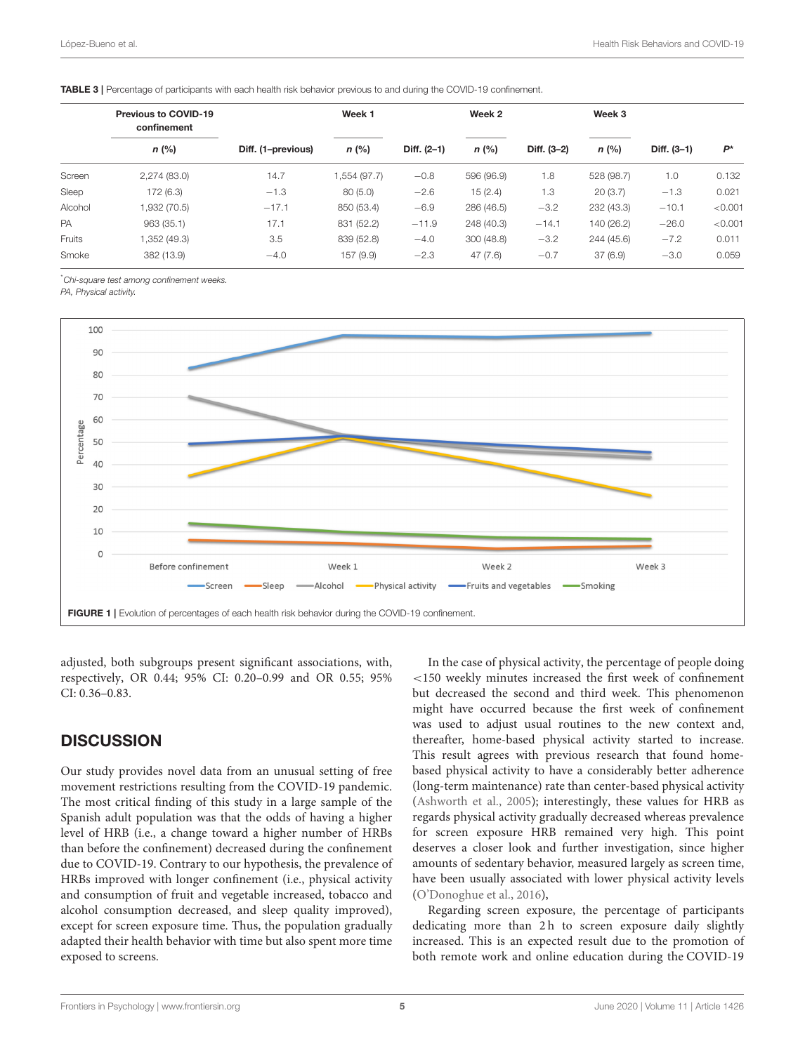**TABLE 3 |** Percentage of participants with each health risk behavior previous to and during the COVID-19 confinement.

| | Previous to COVID-19 confinement | | Week 1 | | Week 2 | | Week 3 | | |
|---|---|---|---|---|---|---|---|---|---|
| | *n* (%) | Diff. (1–previous) | *n* (%) | Diff. (2–1) | *n* (%) | Diff. (3–2) | *n* (%) | Diff. (3–1) | *P** |
| Screen | 2,274 (83.0) | 14.7 | 1,554 (97.7) | −0.8 | 596 (96.9) | 1.8 | 528 (98.7) | 1.0 | 0.132 |
| Sleep | 172 (6.3) | −1.3 | 80 (5.0) | −2.6 | 15 (2.4) | 1.3 | 20 (3.7) | −1.3 | 0.021 |
| Alcohol | 1,932 (70.5) | −17.1 | 850 (53.4) | −6.9 | 286 (46.5) | −3.2 | 232 (43.3) | −10.1 | <0.001 |
| PA | 963 (35.1) | 17.1 | 831 (52.2) | −11.9 | 248 (40.3) | −14.1 | 140 (26.2) | −26.0 | <0.001 |
| Fruits | 1,352 (49.3) | 3.5 | 839 (52.8) | −4.0 | 300 (48.8) | −3.2 | 244 (45.6) | −7.2 | 0.011 |
| Smoke | 382 (13.9) | −4.0 | 157 (9.9) | −2.3 | 47 (7.6) | −0.7 | 37 (6.9) | −3.0 | 0.059 |

*Chi-square test among confinement weeks.
PA, Physical activity.

**FIGURE 1 |** Evolution of percentages of each health risk behavior during the COVID-19 confinement.

adjusted, both subgroups present significant associations, with, respectively, OR 0.44; 95% CI: 0.20–0.99 and OR 0.55; 95% CI: 0.36–0.83.

## DISCUSSION

Our study provides novel data from an unusual setting of free movement restrictions resulting from the COVID-19 pandemic. The most critical finding of this study in a large sample of the Spanish adult population was that the odds of having a higher level of HRB (i.e., a change toward a higher number of HRBs than before the confinement) decreased during the confinement due to COVID-19. Contrary to our hypothesis, the prevalence of HRBs improved with longer confinement (i.e., physical activity and consumption of fruit and vegetable increased, tobacco and alcohol consumption decreased, and sleep quality improved), except for screen exposure time. Thus, the population gradually adapted their health behavior with time but also spent more time exposed to screens.

In the case of physical activity, the percentage of people doing <150 weekly minutes increased the first week of confinement but decreased the second and third week. This phenomenon might have occurred because the first week of confinement was used to adjust usual routines to the new context and, thereafter, home-based physical activity started to increase. This result agrees with previous research that found home-based physical activity to have a considerably better adherence (long-term maintenance) rate than center-based physical activity (Ashworth et al., 2005); interestingly, these values for HRB as regards physical activity gradually decreased whereas prevalence for screen exposure HRB remained very high. This point deserves a closer look and further investigation, since higher amounts of sedentary behavior, measured largely as screen time, have been usually associated with lower physical activity levels (O'Donoghue et al., 2016),

Regarding screen exposure, the percentage of participants dedicating more than 2 h to screen exposure daily slightly increased. This is an expected result due to the promotion of both remote work and online education during the COVID-19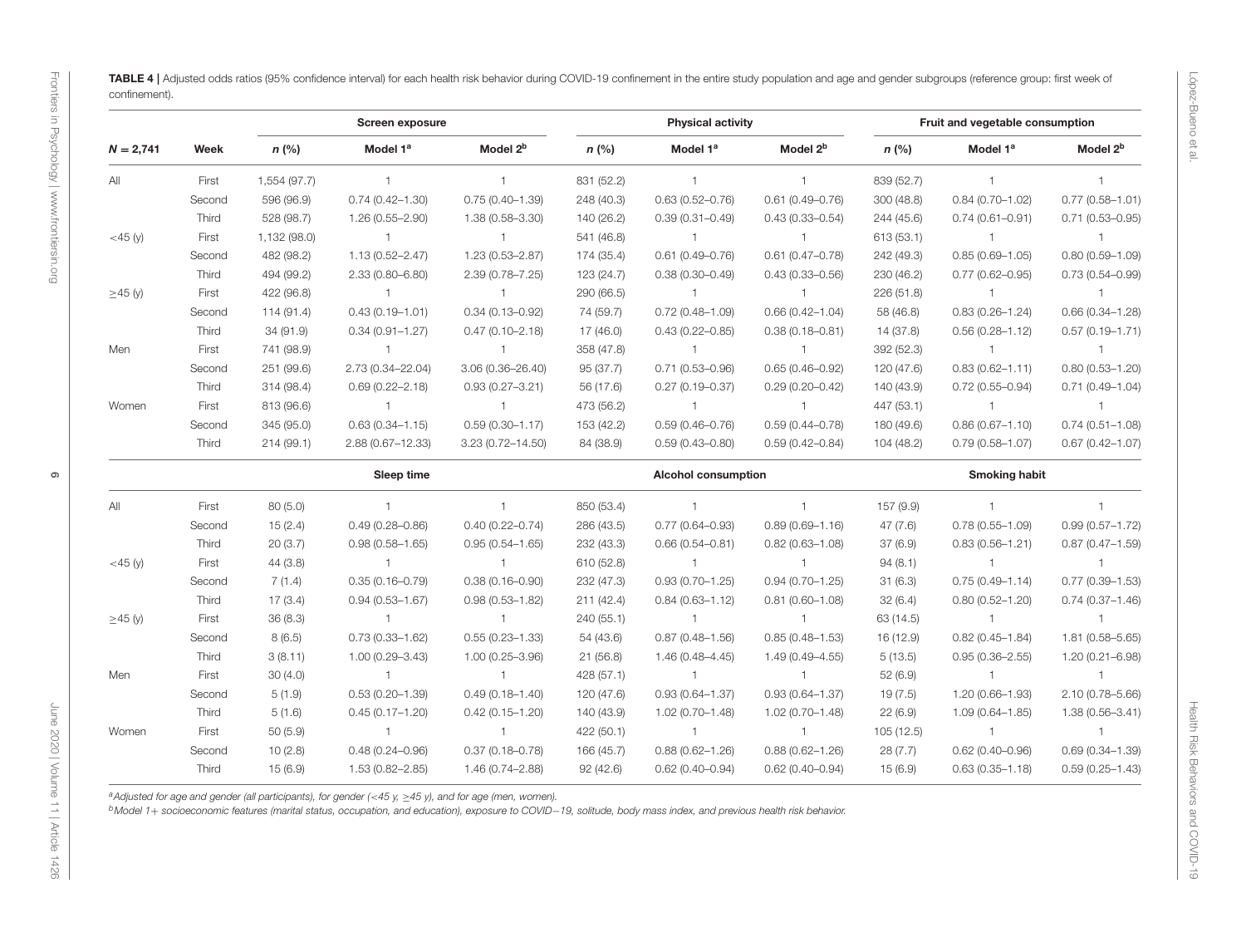**TABLE 4** | Adjusted odds ratios (95% confidence interval) for each health risk behavior during COVID-19 confinement in the entire study population and age and gender subgroups (reference group: first week of confinement).

| | | Screen exposure | | | Physical activity | | | Fruit and vegetable consumption | | |
|---|---|---|---|---|---|---|---|---|---|---|
| **N = 2,741** | **Week** | **n (%)** | **Model 1[a]** | **Model 2[b]** | **n (%)** | **Model 1[a]** | **Model 2[b]** | **n (%)** | **Model 1[a]** | **Model 2[b]** |
| All | First | 1,554 (97.7) | 1 | 1 | 831 (52.2) | 1 | 1 | 839 (52.7) | 1 | 1 |
| | Second | 596 (96.9) | 0.74 (0.42–1.30) | 0.75 (0.40–1.39) | 248 (40.3) | 0.63 (0.52–0.76) | 0.61 (0.49–0.76) | 300 (48.8) | 0.84 (0.70–1.02) | 0.77 (0.58–1.01) |
| | Third | 528 (98.7) | 1.26 (0.55–2.90) | 1.38 (0.58–3.30) | 140 (26.2) | 0.39 (0.31–0.49) | 0.43 (0.33–0.54) | 244 (45.6) | 0.74 (0.61–0.91) | 0.71 (0.53–0.95) |
| <45 (y) | First | 1,132 (98.0) | 1 | 1 | 541 (46.8) | 1 | 1 | 613 (53.1) | 1 | 1 |
| | Second | 482 (98.2) | 1.13 (0.52–2.47) | 1.23 (0.53–2.87) | 174 (35.4) | 0.61 (0.49–0.76) | 0.61 (0.47–0.78) | 242 (49.3) | 0.85 (0.69–1.05) | 0.80 (0.59–1.09) |
| | Third | 494 (99.2) | 2.33 (0.80–6.80) | 2.39 (0.78–7.25) | 123 (24.7) | 0.38 (0.30–0.49) | 0.43 (0.33–0.56) | 230 (46.2) | 0.77 (0.62–0.95) | 0.73 (0.54–0.99) |
| ≥45 (y) | First | 422 (96.8) | 1 | 1 | 290 (66.5) | 1 | 1 | 226 (51.8) | 1 | 1 |
| | Second | 114 (91.4) | 0.43 (0.19–1.01) | 0.34 (0.13–0.92) | 74 (59.7) | 0.72 (0.48–1.09) | 0.66 (0.42–1.04) | 58 (46.8) | 0.83 (0.26–1.24) | 0.66 (0.34–1.28) |
| | Third | 34 (91.9) | 0.34 (0.91–1.27) | 0.47 (0.10–2.18) | 17 (46.0) | 0.43 (0.22–0.85) | 0.38 (0.18–0.81) | 14 (37.8) | 0.56 (0.28–1.12) | 0.57 (0.19–1.71) |
| Men | First | 741 (98.9) | 1 | 1 | 358 (47.8) | 1 | 1 | 392 (52.3) | 1 | 1 |
| | Second | 251 (99.6) | 2.73 (0.34–22.04) | 3.06 (0.36–26.40) | 95 (37.7) | 0.71 (0.53–0.96) | 0.65 (0.46–0.92) | 120 (47.6) | 0.83 (0.62–1.11) | 0.80 (0.53–1.20) |
| | Third | 314 (98.4) | 0.69 (0.22–2.18) | 0.93 (0.27–3.21) | 56 (17.6) | 0.27 (0.19–0.37) | 0.29 (0.20–0.42) | 140 (43.9) | 0.72 (0.55–0.94) | 0.71 (0.49–1.04) |
| Women | First | 813 (96.6) | 1 | 1 | 473 (56.2) | 1 | 1 | 447 (53.1) | 1 | 1 |
| | Second | 345 (95.0) | 0.63 (0.34–1.15) | 0.59 (0.30–1.17) | 153 (42.2) | 0.59 (0.46–0.76) | 0.59 (0.44–0.78) | 180 (49.6) | 0.86 (0.67–1.10) | 0.74 (0.51–1.08) |
| | Third | 214 (99.1) | 2.88 (0.67–12.33) | 3.23 (0.72–14.50) | 84 (38.9) | 0.59 (0.43–0.80) | 0.59 (0.42–0.84) | 104 (48.2) | 0.79 (0.58–1.07) | 0.67 (0.42–1.07) |
| | | **Sleep time** | | | **Alcohol consumption** | | | **Smoking habit** | | |
| All | First | 80 (5.0) | 1 | 1 | 850 (53.4) | 1 | 1 | 157 (9.9) | 1 | 1 |
| | Second | 15 (2.4) | 0.49 (0.28–0.86) | 0.40 (0.22–0.74) | 286 (43.5) | 0.77 (0.64–0.93) | 0.89 (0.69–1.16) | 47 (7.6) | 0.78 (0.55–1.09) | 0.99 (0.57–1.72) |
| | Third | 20 (3.7) | 0.98 (0.58–1.65) | 0.95 (0.54–1.65) | 232 (43.3) | 0.66 (0.54–0.81) | 0.82 (0.63–1.08) | 37 (6.9) | 0.83 (0.56–1.21) | 0.87 (0.47–1.59) |
| <45 (y) | First | 44 (3.8) | 1 | 1 | 610 (52.8) | 1 | 1 | 94 (8.1) | 1 | 1 |
| | Second | 7 (1.4) | 0.35 (0.16–0.79) | 0.38 (0.16–0.90) | 232 (47.3) | 0.93 (0.70–1.25) | 0.94 (0.70–1.25) | 31 (6.3) | 0.75 (0.49–1.14) | 0.77 (0.39–1.53) |
| | Third | 17 (3.4) | 0.94 (0.53–1.67) | 0.98 (0.53–1.82) | 211 (42.4) | 0.84 (0.63–1.12) | 0.81 (0.60–1.08) | 32 (6.4) | 0.80 (0.52–1.20) | 0.74 (0.37–1.46) |
| ≥45 (y) | First | 36 (8.3) | 1 | 1 | 240 (55.1) | 1 | 1 | 63 (14.5) | 1 | 1 |
| | Second | 8 (6.5) | 0.73 (0.33–1.62) | 0.55 (0.23–1.33) | 54 (43.6) | 0.87 (0.48–1.56) | 0.85 (0.48–1.53) | 16 (12.9) | 0.82 (0.45–1.84) | 1.81 (0.58–5.65) |
| | Third | 3 (8.11) | 1.00 (0.29–3.43) | 1.00 (0.25–3.96) | 21 (56.8) | 1.46 (0.48–4.45) | 1.49 (0.49–4.55) | 5 (13.5) | 0.95 (0.36–2.55) | 1.20 (0.21–6.98) |
| Men | First | 30 (4.0) | 1 | 1 | 428 (57.1) | 1 | 1 | 52 (6.9) | 1 | 1 |
| | Second | 5 (1.9) | 0.53 (0.20–1.39) | 0.49 (0.18–1.40) | 120 (47.6) | 0.93 (0.64–1.37) | 0.93 (0.64–1.37) | 19 (7.5) | 1.20 (0.66–1.93) | 2.10 (0.78–5.66) |
| | Third | 5 (1.6) | 0.45 (0.17–1.20) | 0.42 (0.15–1.20) | 140 (43.9) | 1.02 (0.70–1.48) | 1.02 (0.70–1.48) | 22 (6.9) | 1.09 (0.64–1.85) | 1.38 (0.56–3.41) |
| Women | First | 50 (5.9) | 1 | 1 | 422 (50.1) | 1 | 1 | 105 (12.5) | 1 | 1 |
| | Second | 10 (2.8) | 0.48 (0.24–0.96) | 0.37 (0.18–0.78) | 166 (45.7) | 0.88 (0.62–1.26) | 0.88 (0.62–1.26) | 28 (7.7) | 0.62 (0.40–0.96) | 0.69 (0.34–1.39) |
| | Third | 15 (6.9) | 1.53 (0.82–2.85) | 1.46 (0.74–2.88) | 92 (42.6) | 0.62 (0.40–0.94) | 0.62 (0.40–0.94) | 15 (6.9) | 0.63 (0.35–1.18) | 0.59 (0.25–1.43) |

[a]*Adjusted for age and gender (all participants), for gender (<45 y, ≥45 y), and for age (men, women).*

[b]*Model 1+ socioeconomic features (marital status, occupation, and education), exposure to COVID−19, solitude, body mass index, and previous health risk behavior.*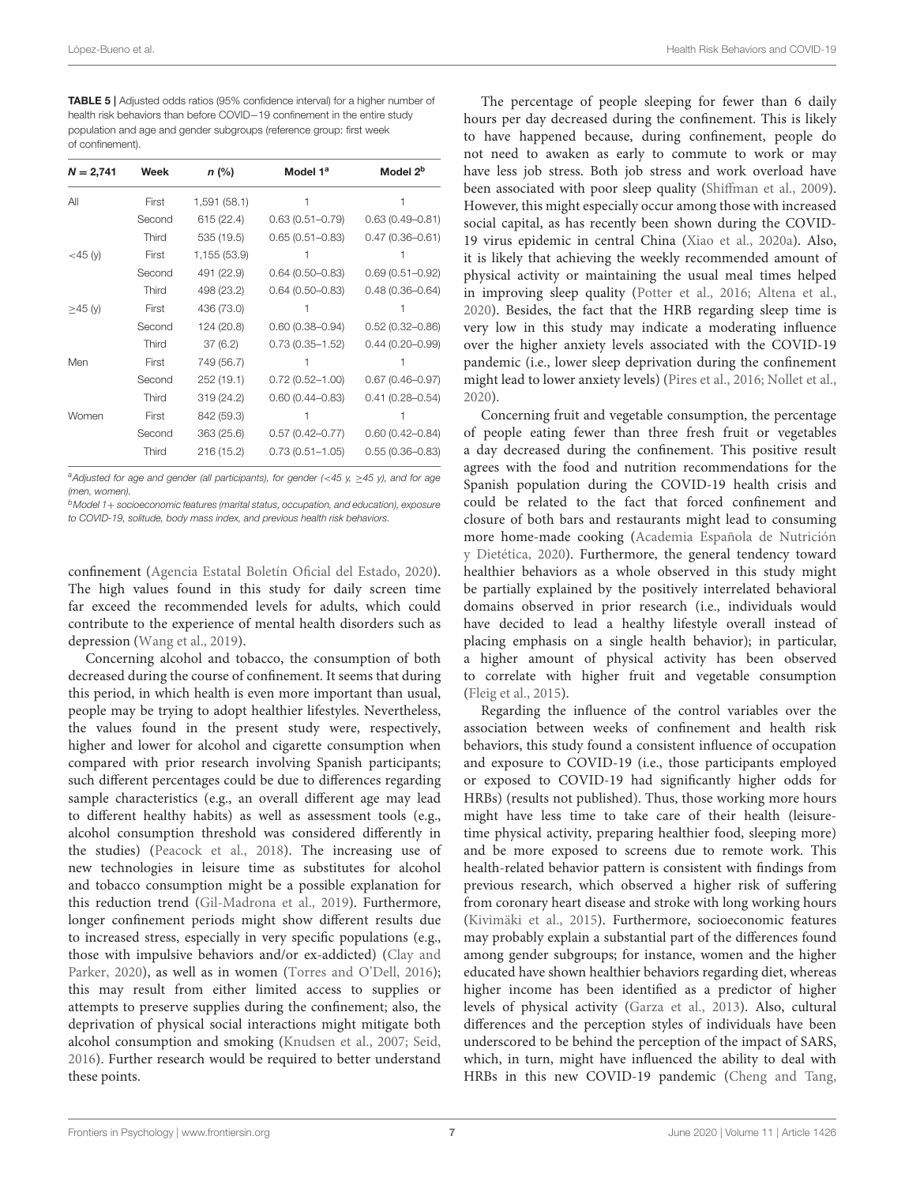**TABLE 5** | Adjusted odds ratios (95% confidence interval) for a higher number of health risk behaviors than before COVID−19 confinement in the entire study population and age and gender subgroups (reference group: first week of confinement).

| N = 2,741 | Week | n (%) | Model 1[a] | Model 2[b] |
|---|---|---|---|---|
| All | First | 1,591 (58.1) | 1 | 1 |
| | Second | 615 (22.4) | 0.63 (0.51–0.79) | 0.63 (0.49–0.81) |
| | Third | 535 (19.5) | 0.65 (0.51–0.83) | 0.47 (0.36–0.61) |
| <45 (y) | First | 1,155 (53.9) | 1 | 1 |
| | Second | 491 (22.9) | 0.64 (0.50–0.83) | 0.69 (0.51–0.92) |
| | Third | 498 (23.2) | 0.64 (0.50–0.83) | 0.48 (0.36–0.64) |
| ≥45 (y) | First | 436 (73.0) | 1 | 1 |
| | Second | 124 (20.8) | 0.60 (0.38–0.94) | 0.52 (0.32–0.86) |
| | Third | 37 (6.2) | 0.73 (0.35–1.52) | 0.44 (0.20–0.99) |
| Men | First | 749 (56.7) | 1 | 1 |
| | Second | 252 (19.1) | 0.72 (0.52–1.00) | 0.67 (0.46–0.97) |
| | Third | 319 (24.2) | 0.60 (0.44–0.83) | 0.41 (0.28–0.54) |
| Women | First | 842 (59.3) | 1 | 1 |
| | Second | 363 (25.6) | 0.57 (0.42–0.77) | 0.60 (0.42–0.84) |
| | Third | 216 (15.2) | 0.73 (0.51–1.05) | 0.55 (0.36–0.83) |

[a]Adjusted for age and gender (all participants), for gender (<45 y, ≥45 y), and for age (men, women).
[b]Model 1+ socioeconomic features (marital status, occupation, and education), exposure to COVID-19, solitude, body mass index, and previous health risk behaviors.

confinement (Agencia Estatal Boletín Oficial del Estado, 2020). The high values found in this study for daily screen time far exceed the recommended levels for adults, which could contribute to the experience of mental health disorders such as depression (Wang et al., 2019).

Concerning alcohol and tobacco, the consumption of both decreased during the course of confinement. It seems that during this period, in which health is even more important than usual, people may be trying to adopt healthier lifestyles. Nevertheless, the values found in the present study were, respectively, higher and lower for alcohol and cigarette consumption when compared with prior research involving Spanish participants; such different percentages could be due to differences regarding sample characteristics (e.g., an overall different age may lead to different healthy habits) as well as assessment tools (e.g., alcohol consumption threshold was considered differently in the studies) (Peacock et al., 2018). The increasing use of new technologies in leisure time as substitutes for alcohol and tobacco consumption might be a possible explanation for this reduction trend (Gil-Madrona et al., 2019). Furthermore, longer confinement periods might show different results due to increased stress, especially in very specific populations (e.g., those with impulsive behaviors and/or ex-addicted) (Clay and Parker, 2020), as well as in women (Torres and O'Dell, 2016); this may result from either limited access to supplies or attempts to preserve supplies during the confinement; also, the deprivation of physical social interactions might mitigate both alcohol consumption and smoking (Knudsen et al., 2007; Seid, 2016). Further research would be required to better understand these points.

The percentage of people sleeping for fewer than 6 daily hours per day decreased during the confinement. This is likely to have happened because, during confinement, people do not need to awaken as early to commute to work or may have less job stress. Both job stress and work overload have been associated with poor sleep quality (Shiffman et al., 2009). However, this might especially occur among those with increased social capital, as has recently been shown during the COVID-19 virus epidemic in central China (Xiao et al., 2020a). Also, it is likely that achieving the weekly recommended amount of physical activity or maintaining the usual meal times helped in improving sleep quality (Potter et al., 2016; Altena et al., 2020). Besides, the fact that the HRB regarding sleep time is very low in this study may indicate a moderating influence over the higher anxiety levels associated with the COVID-19 pandemic (i.e., lower sleep deprivation during the confinement might lead to lower anxiety levels) (Pires et al., 2016; Nollet et al., 2020).

Concerning fruit and vegetable consumption, the percentage of people eating fewer than three fresh fruit or vegetables a day decreased during the confinement. This positive result agrees with the food and nutrition recommendations for the Spanish population during the COVID-19 health crisis and could be related to the fact that forced confinement and closure of both bars and restaurants might lead to consuming more home-made cooking (Academia Española de Nutrición y Dietética, 2020). Furthermore, the general tendency toward healthier behaviors as a whole observed in this study might be partially explained by the positively interrelated behavioral domains observed in prior research (i.e., individuals would have decided to lead a healthy lifestyle overall instead of placing emphasis on a single health behavior); in particular, a higher amount of physical activity has been observed to correlate with higher fruit and vegetable consumption (Fleig et al., 2015).

Regarding the influence of the control variables over the association between weeks of confinement and health risk behaviors, this study found a consistent influence of occupation and exposure to COVID-19 (i.e., those participants employed or exposed to COVID-19 had significantly higher odds for HRBs) (results not published). Thus, those working more hours might have less time to take care of their health (leisure-time physical activity, preparing healthier food, sleeping more) and be more exposed to screens due to remote work. This health-related behavior pattern is consistent with findings from previous research, which observed a higher risk of suffering from coronary heart disease and stroke with long working hours (Kivimäki et al., 2015). Furthermore, socioeconomic features may probably explain a substantial part of the differences found among gender subgroups; for instance, women and the higher educated have shown healthier behaviors regarding diet, whereas higher income has been identified as a predictor of higher levels of physical activity (Garza et al., 2013). Also, cultural differences and the perception styles of individuals have been underscored to be behind the perception of the impact of SARS, which, in turn, might have influenced the ability to deal with HRBs in this new COVID-19 pandemic (Cheng and Tang,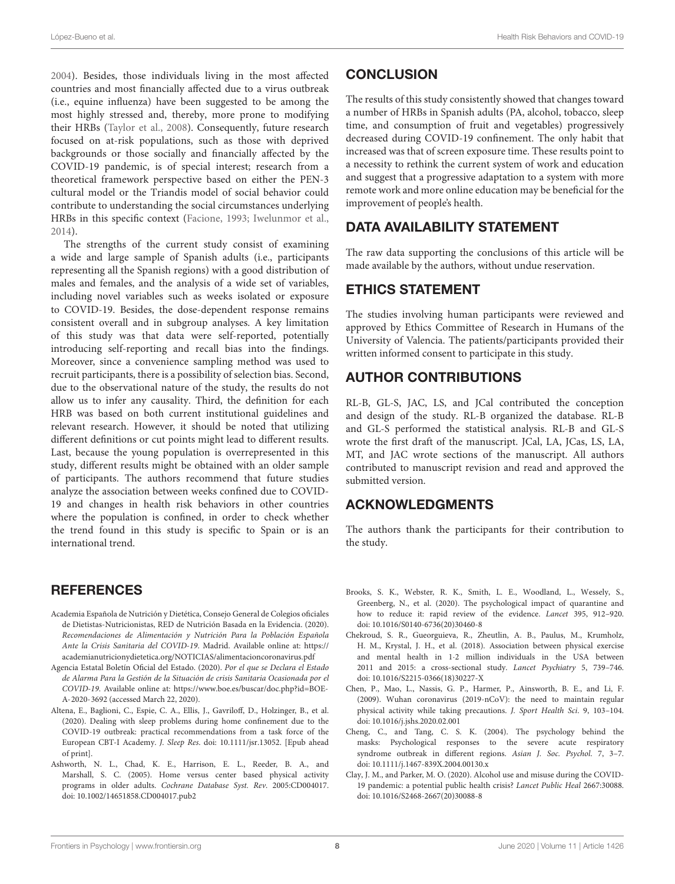2004). Besides, those individuals living in the most affected countries and most financially affected due to a virus outbreak (i.e., equine influenza) have been suggested to be among the most highly stressed and, thereby, more prone to modifying their HRBs (Taylor et al., 2008). Consequently, future research focused on at-risk populations, such as those with deprived backgrounds or those socially and financially affected by the COVID-19 pandemic, is of special interest; research from a theoretical framework perspective based on either the PEN-3 cultural model or the Triandis model of social behavior could contribute to understanding the social circumstances underlying HRBs in this specific context (Facione, 1993; Iwelunmor et al., 2014).

The strengths of the current study consist of examining a wide and large sample of Spanish adults (i.e., participants representing all the Spanish regions) with a good distribution of males and females, and the analysis of a wide set of variables, including novel variables such as weeks isolated or exposure to COVID-19. Besides, the dose-dependent response remains consistent overall and in subgroup analyses. A key limitation of this study was that data were self-reported, potentially introducing self-reporting and recall bias into the findings. Moreover, since a convenience sampling method was used to recruit participants, there is a possibility of selection bias. Second, due to the observational nature of the study, the results do not allow us to infer any causality. Third, the definition for each HRB was based on both current institutional guidelines and relevant research. However, it should be noted that utilizing different definitions or cut points might lead to different results. Last, because the young population is overrepresented in this study, different results might be obtained with an older sample of participants. The authors recommend that future studies analyze the association between weeks confined due to COVID-19 and changes in health risk behaviors in other countries where the population is confined, in order to check whether the trend found in this study is specific to Spain or is an international trend.

## CONCLUSION

The results of this study consistently showed that changes toward a number of HRBs in Spanish adults (PA, alcohol, tobacco, sleep time, and consumption of fruit and vegetables) progressively decreased during COVID-19 confinement. The only habit that increased was that of screen exposure time. These results point to a necessity to rethink the current system of work and education and suggest that a progressive adaptation to a system with more remote work and more online education may be beneficial for the improvement of people's health.

## DATA AVAILABILITY STATEMENT

The raw data supporting the conclusions of this article will be made available by the authors, without undue reservation.

## ETHICS STATEMENT

The studies involving human participants were reviewed and approved by Ethics Committee of Research in Humans of the University of Valencia. The patients/participants provided their written informed consent to participate in this study.

## AUTHOR CONTRIBUTIONS

RL-B, GL-S, JAC, LS, and JCal contributed the conception and design of the study. RL-B organized the database. RL-B and GL-S performed the statistical analysis. RL-B and GL-S wrote the first draft of the manuscript. JCal, LA, JCas, LS, LA, MT, and JAC wrote sections of the manuscript. All authors contributed to manuscript revision and read and approved the submitted version.

## ACKNOWLEDGMENTS

The authors thank the participants for their contribution to the study.

## REFERENCES

Academia Española de Nutrición y Dietética, Consejo General de Colegios oficiales de Dietistas-Nutricionistas, RED de Nutrición Basada en la Evidencia. (2020). *Recomendaciones de Alimentación y Nutrición Para la Población Española Ante la Crisis Sanitaria del COVID-19*. Madrid. Available online at: https://academianutricionydietetica.org/NOTICIAS/alimentacioncoronavirus.pdf

Agencia Estatal Boletín Oficial del Estado. (2020). *Por el que se Declara el Estado de Alarma Para la Gestión de la Situación de crisis Sanitaria Ocasionada por el COVID-19*. Available online at: https://www.boe.es/buscar/doc.php?id=BOE-A-2020-3692 (accessed March 22, 2020).

Altena, E., Baglioni, C., Espie, C. A., Ellis, J., Gavriloff, D., Holzinger, B., et al. (2020). Dealing with sleep problems during home confinement due to the COVID-19 outbreak: practical recommendations from a task force of the European CBT-I Academy. *J. Sleep Res*. doi: 10.1111/jsr.13052. [Epub ahead of print].

Ashworth, N. L., Chad, K. E., Harrison, E. L., Reeder, B. A., and Marshall, S. C. (2005). Home versus center based physical activity programs in older adults. *Cochrane Database Syst. Rev*. 2005:CD004017. doi: 10.1002/14651858.CD004017.pub2

Brooks, S. K., Webster, R. K., Smith, L. E., Woodland, L., Wessely, S., Greenberg, N., et al. (2020). The psychological impact of quarantine and how to reduce it: rapid review of the evidence. *Lancet* 395, 912–920. doi: 10.1016/S0140-6736(20)30460-8

Chekroud, S. R., Gueorguieva, R., Zheutlin, A. B., Paulus, M., Krumholz, H. M., Krystal, J. H., et al. (2018). Association between physical exercise and mental health in 1·2 million individuals in the USA between 2011 and 2015: a cross-sectional study. *Lancet Psychiatry* 5, 739–746. doi: 10.1016/S2215-0366(18)30227-X

Chen, P., Mao, L., Nassis, G. P., Harmer, P., Ainsworth, B. E., and Li, F. (2009). Wuhan coronavirus (2019-nCoV): the need to maintain regular physical activity while taking precautions. *J. Sport Health Sci*. 9, 103–104. doi: 10.1016/j.jshs.2020.02.001

Cheng, C., and Tang, C. S. K. (2004). The psychology behind the masks: Psychological responses to the severe acute respiratory syndrome outbreak in different regions. *Asian J. Soc. Psychol*. 7, 3–7. doi: 10.1111/j.1467-839X.2004.00130.x

Clay, J. M., and Parker, M. O. (2020). Alcohol use and misuse during the COVID-19 pandemic: a potential public health crisis? *Lancet Public Heal* 2667:30088. doi: 10.1016/S2468-2667(20)30088-8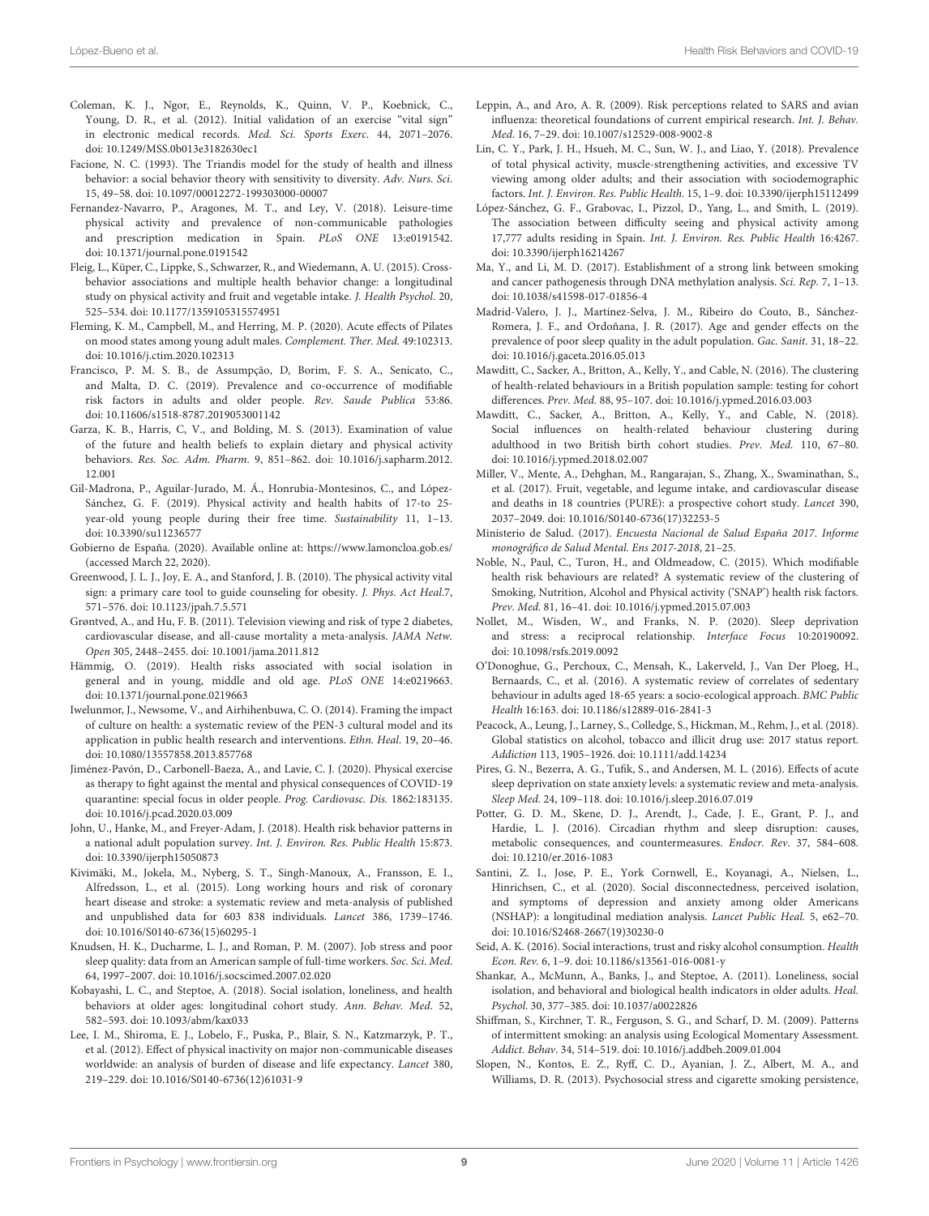Coleman, K. J., Ngor, E., Reynolds, K., Quinn, V. P., Koebnick, C., Young, D. R., et al. (2012). Initial validation of an exercise "vital sign" in electronic medical records. *Med. Sci. Sports Exerc.* 44, 2071–2076. doi: 10.1249/MSS.0b013e3182630ec1

Facione, N. C. (1993). The Triandis model for the study of health and illness behavior: a social behavior theory with sensitivity to diversity. *Adv. Nurs. Sci.* 15, 49–58. doi: 10.1097/00012272-199303000-00007

Fernandez-Navarro, P., Aragones, M. T., and Ley, V. (2018). Leisure-time physical activity and prevalence of non-communicable pathologies and prescription medication in Spain. *PLoS ONE* 13:e0191542. doi: 10.1371/journal.pone.0191542

Fleig, L., Küper, C., Lippke, S., Schwarzer, R., and Wiedemann, A. U. (2015). Cross-behavior associations and multiple health behavior change: a longitudinal study on physical activity and fruit and vegetable intake. *J. Health Psychol.* 20, 525–534. doi: 10.1177/1359105315574951

Fleming, K. M., Campbell, M., and Herring, M. P. (2020). Acute effects of Pilates on mood states among young adult males. *Complement. Ther. Med.* 49:102313. doi: 10.1016/j.ctim.2020.102313

Francisco, P. M. S. B., de Assumpção, D, Borim, F. S. A., Senicato, C., and Malta, D. C. (2019). Prevalence and co-occurrence of modifiable risk factors in adults and older people. *Rev. Saude Publica* 53:86. doi: 10.11606/s1518-8787.2019053001142

Garza, K. B., Harris, C, V., and Bolding, M. S. (2013). Examination of value of the future and health beliefs to explain dietary and physical activity behaviors. *Res. Soc. Adm. Pharm.* 9, 851–862. doi: 10.1016/j.sapharm.2012.12.001

Gil-Madrona, P., Aguilar-Jurado, M. Á., Honrubia-Montesinos, C., and López-Sánchez, G. F. (2019). Physical activity and health habits of 17-to 25-year-old young people during their free time. *Sustainability* 11, 1–13. doi: 10.3390/su11236577

Gobierno de España. (2020). Available online at: https://www.lamoncloa.gob.es/ (accessed March 22, 2020).

Greenwood, J. L. J., Joy, E. A., and Stanford, J. B. (2010). The physical activity vital sign: a primary care tool to guide counseling for obesity. *J. Phys. Act Heal.*7, 571–576. doi: 10.1123/jpah.7.5.571

Grøntved, A., and Hu, F. B. (2011). Television viewing and risk of type 2 diabetes, cardiovascular disease, and all-cause mortality a meta-analysis. *JAMA Netw. Open* 305, 2448–2455. doi: 10.1001/jama.2011.812

Hämmig, O. (2019). Health risks associated with social isolation in general and in young, middle and old age. *PLoS ONE* 14:e0219663. doi: 10.1371/journal.pone.0219663

Iwelunmor, J., Newsome, V., and Airhihenbuwa, C. O. (2014). Framing the impact of culture on health: a systematic review of the PEN-3 cultural model and its application in public health research and interventions. *Ethn. Heal.* 19, 20–46. doi: 10.1080/13557858.2013.857768

Jiménez-Pavón, D., Carbonell-Baeza, A., and Lavie, C. J. (2020). Physical exercise as therapy to fight against the mental and physical consequences of COVID-19 quarantine: special focus in older people. *Prog. Cardiovasc. Dis.* 1862:183135. doi: 10.1016/j.pcad.2020.03.009

John, U., Hanke, M., and Freyer-Adam, J. (2018). Health risk behavior patterns in a national adult population survey. *Int. J. Environ. Res. Public Health* 15:873. doi: 10.3390/ijerph15050873

Kivimäki, M., Jokela, M., Nyberg, S. T., Singh-Manoux, A., Fransson, E. I., Alfredsson, L., et al. (2015). Long working hours and risk of coronary heart disease and stroke: a systematic review and meta-analysis of published and unpublished data for 603 838 individuals. *Lancet* 386, 1739–1746. doi: 10.1016/S0140-6736(15)60295-1

Knudsen, H. K., Ducharme, L. J., and Roman, P. M. (2007). Job stress and poor sleep quality: data from an American sample of full-time workers. *Soc. Sci. Med.* 64, 1997–2007. doi: 10.1016/j.socscimed.2007.02.020

Kobayashi, L. C., and Steptoe, A. (2018). Social isolation, loneliness, and health behaviors at older ages: longitudinal cohort study. *Ann. Behav. Med.* 52, 582–593. doi: 10.1093/abm/kax033

Lee, I. M., Shiroma, E. J., Lobelo, F., Puska, P., Blair, S. N., Katzmarzyk, P. T., et al. (2012). Effect of physical inactivity on major non-communicable diseases worldwide: an analysis of burden of disease and life expectancy. *Lancet* 380, 219–229. doi: 10.1016/S0140-6736(12)61031-9

Leppin, A., and Aro, A. R. (2009). Risk perceptions related to SARS and avian influenza: theoretical foundations of current empirical research. *Int. J. Behav. Med.* 16, 7–29. doi: 10.1007/s12529-008-9002-8

Lin, C. Y., Park, J. H., Hsueh, M. C., Sun, W. J., and Liao, Y. (2018). Prevalence of total physical activity, muscle-strengthening activities, and excessive TV viewing among older adults; and their association with sociodemographic factors. *Int. J. Environ. Res. Public Health.* 15, 1–9. doi: 10.3390/ijerph15112499

López-Sánchez, G. F., Grabovac, I., Pizzol, D., Yang, L., and Smith, L. (2019). The association between difficulty seeing and physical activity among 17,777 adults residing in Spain. *Int. J. Environ. Res. Public Health* 16:4267. doi: 10.3390/ijerph16214267

Ma, Y., and Li, M. D. (2017). Establishment of a strong link between smoking and cancer pathogenesis through DNA methylation analysis. *Sci. Rep.* 7, 1–13. doi: 10.1038/s41598-017-01856-4

Madrid-Valero, J. J., Martínez-Selva, J. M., Ribeiro do Couto, B., Sánchez-Romera, J. F., and Ordoñana, J. R. (2017). Age and gender effects on the prevalence of poor sleep quality in the adult population. *Gac. Sanit.* 31, 18–22. doi: 10.1016/j.gaceta.2016.05.013

Mawditt, C., Sacker, A., Britton, A., Kelly, Y., and Cable, N. (2016). The clustering of health-related behaviours in a British population sample: testing for cohort differences. *Prev. Med.* 88, 95–107. doi: 10.1016/j.ypmed.2016.03.003

Mawditt, C., Sacker, A., Britton, A., Kelly, Y., and Cable, N. (2018). Social influences on health-related behaviour clustering during adulthood in two British birth cohort studies. *Prev. Med.* 110, 67–80. doi: 10.1016/j.ypmed.2018.02.007

Miller, V., Mente, A., Dehghan, M., Rangarajan, S., Zhang, X., Swaminathan, S., et al. (2017). Fruit, vegetable, and legume intake, and cardiovascular disease and deaths in 18 countries (PURE): a prospective cohort study. *Lancet* 390, 2037–2049. doi: 10.1016/S0140-6736(17)32253-5

Ministerio de Salud. (2017). *Encuesta Nacional de Salud España 2017. Informe monográfico de Salud Mental. Ens 2017-2018*, 21–25.

Noble, N., Paul, C., Turon, H., and Oldmeadow, C. (2015). Which modifiable health risk behaviours are related? A systematic review of the clustering of Smoking, Nutrition, Alcohol and Physical activity ('SNAP') health risk factors. *Prev. Med.* 81, 16–41. doi: 10.1016/j.ypmed.2015.07.003

Nollet, M., Wisden, W., and Franks, N. P. (2020). Sleep deprivation and stress: a reciprocal relationship. *Interface Focus* 10:20190092. doi: 10.1098/rsfs.2019.0092

O'Donoghue, G., Perchoux, C., Mensah, K., Lakerveld, J., Van Der Ploeg, H., Bernaards, C., et al. (2016). A systematic review of correlates of sedentary behaviour in adults aged 18-65 years: a socio-ecological approach. *BMC Public Health* 16:163. doi: 10.1186/s12889-016-2841-3

Peacock, A., Leung, J., Larney, S., Colledge, S., Hickman, M., Rehm, J., et al. (2018). Global statistics on alcohol, tobacco and illicit drug use: 2017 status report. *Addiction* 113, 1905–1926. doi: 10.1111/add.14234

Pires, G. N., Bezerra, A. G., Tufik, S., and Andersen, M. L. (2016). Effects of acute sleep deprivation on state anxiety levels: a systematic review and meta-analysis. *Sleep Med.* 24, 109–118. doi: 10.1016/j.sleep.2016.07.019

Potter, G. D. M., Skene, D. J., Arendt, J., Cade, J. E., Grant, P. J., and Hardie, L. J. (2016). Circadian rhythm and sleep disruption: causes, metabolic consequences, and countermeasures. *Endocr. Rev.* 37, 584–608. doi: 10.1210/er.2016-1083

Santini, Z. I., Jose, P. E., York Cornwell, E., Koyanagi, A., Nielsen, L., Hinrichsen, C., et al. (2020). Social disconnectedness, perceived isolation, and symptoms of depression and anxiety among older Americans (NSHAP): a longitudinal mediation analysis. *Lancet Public Heal.* 5, e62–70. doi: 10.1016/S2468-2667(19)30230-0

Seid, A. K. (2016). Social interactions, trust and risky alcohol consumption. *Health Econ. Rev.* 6, 1–9. doi: 10.1186/s13561-016-0081-y

Shankar, A., McMunn, A., Banks, J., and Steptoe, A. (2011). Loneliness, social isolation, and behavioral and biological health indicators in older adults. *Heal. Psychol.* 30, 377–385. doi: 10.1037/a0022826

Shiffman, S., Kirchner, T. R., Ferguson, S. G., and Scharf, D. M. (2009). Patterns of intermittent smoking: an analysis using Ecological Momentary Assessment. *Addict. Behav.* 34, 514–519. doi: 10.1016/j.addbeh.2009.01.004

Slopen, N., Kontos, E. Z., Ryff, C. D., Ayanian, J. Z., Albert, M. A., and Williams, D. R. (2013). Psychosocial stress and cigarette smoking persistence,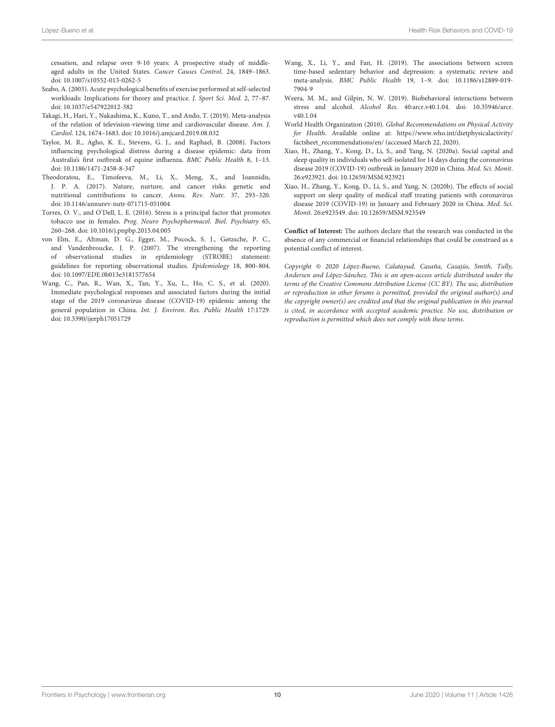cessation, and relapse over 9-10 years: A prospective study of middle-aged adults in the United States. *Cancer Causes Control*. 24, 1849–1863. doi: 10.1007/s10552-013-0262-5

Szabo, A. (2003). Acute psychological benefits of exercise performed at self-selected workloads: Implications for theory and practice. *J. Sport Sci. Med*. 2, 77–87. doi: 10.1037/e547922012-382

Takagi, H., Hari, Y., Nakashima, K., Kuno, T., and Ando, T. (2019). Meta-analysis of the relation of television-viewing time and cardiovascular disease. *Am. J. Cardiol*. 124, 1674–1683. doi: 10.1016/j.amjcard.2019.08.032

Taylor, M. R., Agho, K. E., Stevens, G. J., and Raphael, B. (2008). Factors influencing psychological distress during a disease epidemic: data from Australia's first outbreak of equine influenza. *BMC Public Health* 8, 1–13. doi: 10.1186/1471-2458-8-347

Theodoratou, E., Timofeeva, M., Li, X., Meng, X., and Ioannidis, J. P. A. (2017). Nature, nurture, and cancer risks: genetic and nutritional contributions to cancer. *Annu. Rev. Nutr*. 37, 293–320. doi: 10.1146/annurev-nutr-071715-051004

Torres, O. V., and O'Dell, L. E. (2016). Stress is a principal factor that promotes tobacco use in females. *Prog. Neuro Psychopharmacol. Biol. Psychiatry* 65, 260–268. doi: 10.1016/j.pnpbp.2015.04.005

von Elm, E., Altman, D. G., Egger, M., Pocock, S. J., Gøtzsche, P. C., and Vandenbroucke, J. P. (2007). The strengthening the reporting of observational studies in epidemiology (STROBE) statement: guidelines for reporting observational studies. *Epidemiology* 18, 800–804. doi: 10.1097/EDE.0b013e3181577654

Wang, C., Pan, R., Wan, X., Tan, Y., Xu, L., Ho, C. S., et al. (2020). Immediate psychological responses and associated factors during the initial stage of the 2019 coronavirus disease (COVID-19) epidemic among the general population in China. *Int. J. Environ. Res. Public Health* 17:1729. doi: 10.3390/ijerph17051729

Wang, X., Li, Y., and Fan, H. (2019). The associations between screen time-based sedentary behavior and depression: a systematic review and meta-analysis. *BMC Public Health* 19, 1–9. doi: 10.1186/s12889-019-7904-9

Weera, M. M., and Gilpin, N. W. (2019). Biobehavioral interactions between stress and alcohol. *Alcohol Res*. 40:arcr.v40.1.04. doi: 10.35946/arcr.v40.1.04

World Health Organization (2010). *Global Recommendations on Physical Activity for Health*. Available online at: https://www.who.int/dietphysicalactivity/factsheet_recommendations/en/ (accessed March 22, 2020).

Xiao, H., Zhang, Y., Kong, D., Li, S., and Yang, N. (2020a). Social capital and sleep quality in individuals who self-isolated for 14 days during the coronavirus disease 2019 (COVID-19) outbreak in January 2020 in China. *Med. Sci. Monit*. 26:e923921. doi: 10.12659/MSM.923921

Xiao, H., Zhang, Y., Kong, D., Li, S., and Yang, N. (2020b). The effects of social support on sleep quality of medical staff treating patients with coronavirus disease 2019 (COVID-19) in January and February 2020 in China. *Med. Sci. Monit*. 26:e923549. doi: 10.12659/MSM.923549

**Conflict of Interest:** The authors declare that the research was conducted in the absence of any commercial or financial relationships that could be construed as a potential conflict of interest.

*Copyright © 2020 López-Bueno, Calatayud, Casaña, Casajús, Smith, Tully, Andersen and López-Sánchez. This is an open-access article distributed under the terms of the Creative Commons Attribution License (CC BY). The use, distribution or reproduction in other forums is permitted, provided the original author(s) and the copyright owner(s) are credited and that the original publication in this journal is cited, in accordance with accepted academic practice. No use, distribution or reproduction is permitted which does not comply with these terms.*